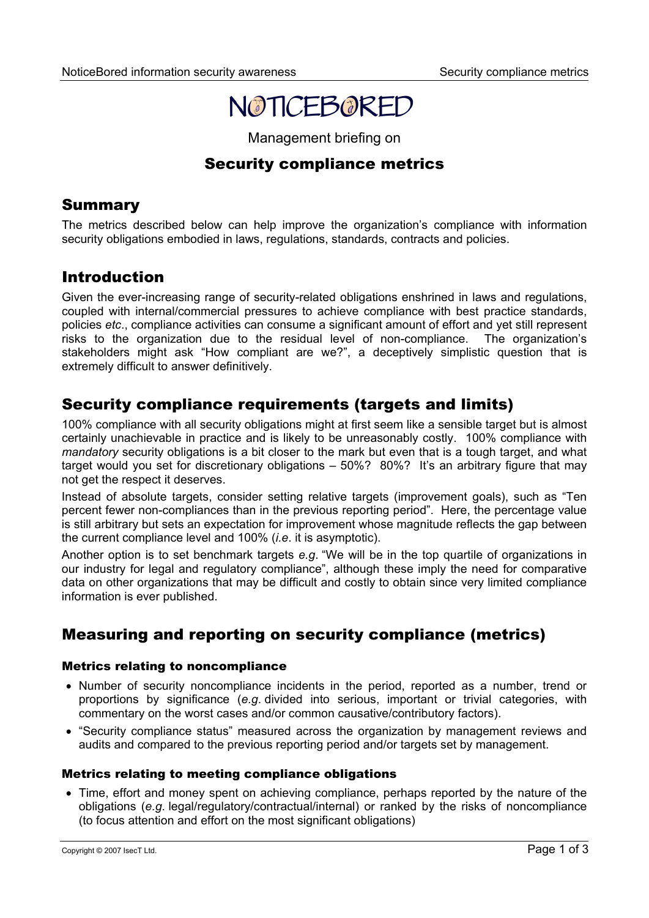# NOTICEBORED

Management briefing on

## Security compliance metrics

## Summary

The metrics described below can help improve the organization's compliance with information security obligations embodied in laws, regulations, standards, contracts and policies.

## Introduction

Given the ever-increasing range of security-related obligations enshrined in laws and regulations, coupled with internal/commercial pressures to achieve compliance with best practice standards, policies *etc*., compliance activities can consume a significant amount of effort and yet still represent risks to the organization due to the residual level of non-compliance. The organization's stakeholders might ask "How compliant are we?", a deceptively simplistic question that is extremely difficult to answer definitively.

## Security compliance requirements (targets and limits)

100% compliance with all security obligations might at first seem like a sensible target but is almost certainly unachievable in practice and is likely to be unreasonably costly. 100% compliance with *mandatory* security obligations is a bit closer to the mark but even that is a tough target, and what target would you set for discretionary obligations – 50%? 80%? It's an arbitrary figure that may not get the respect it deserves.

Instead of absolute targets, consider setting relative targets (improvement goals), such as "Ten percent fewer non-compliances than in the previous reporting period". Here, the percentage value is still arbitrary but sets an expectation for improvement whose magnitude reflects the gap between the current compliance level and 100% (*i.e*. it is asymptotic).

Another option is to set benchmark targets *e.g*. "We will be in the top quartile of organizations in our industry for legal and regulatory compliance", although these imply the need for comparative data on other organizations that may be difficult and costly to obtain since very limited compliance information is ever published.

## Measuring and reporting on security compliance (metrics)

### Metrics relating to noncompliance

- Number of security noncompliance incidents in the period, reported as a number, trend or proportions by significance (*e.g*. divided into serious, important or trivial categories, with commentary on the worst cases and/or common causative/contributory factors).
- "Security compliance status" measured across the organization by management reviews and audits and compared to the previous reporting period and/or targets set by management.

### Metrics relating to meeting compliance obligations

- Time, effort and money spent on achieving compliance, perhaps reported by the nature of the obligations (*e.g*. legal/regulatory/contractual/internal) or ranked by the risks of noncompliance (to focus attention and effort on the most significant obligations)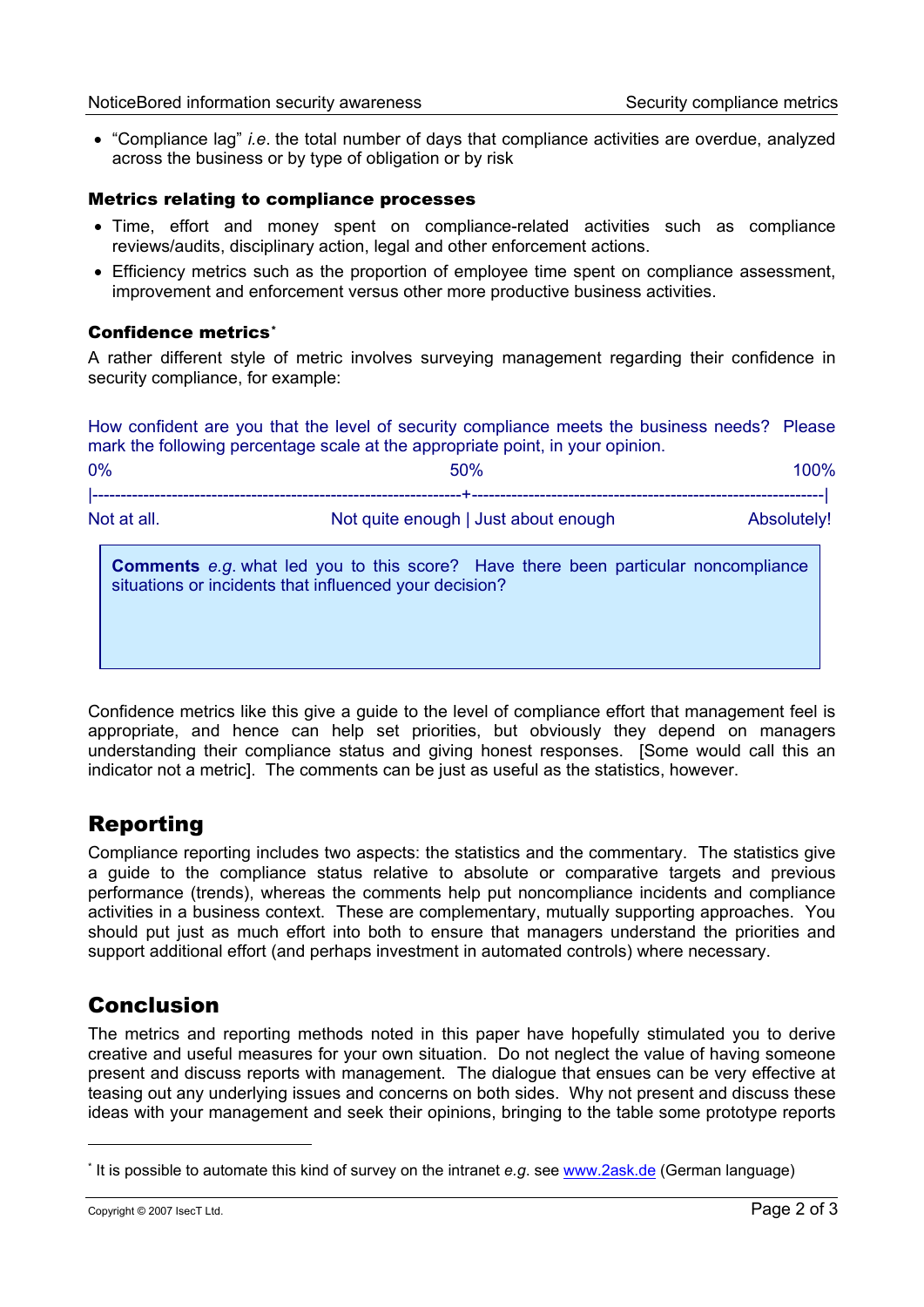- "Compliance lag" *i.e*. the total number of days that compliance activities are overdue, analyzed across the business or by type of obligation or by risk

### Metrics relating to compliance processes

- Time, effort and money spent on compliance-related activities such as compliance reviews/audits, disciplinary action, legal and other enforcement actions.
- Efficiency metrics such as the proportion of employee time spent on compliance assessment, improvement and enforcement versus other more productive business activities.

### Confidence metrics*

A rather different style of metric involves surveying management regarding their confidence in security compliance, for example:

How confident are you that the level of security compliance meets the business needs? Please mark the following percentage scale at the appropriate point, in your opinion.

0% 50% 100%

|---------------------------------------------------------------+---------------------------------------------------------------|

Not at all. Not quite enough | Just about enough Absolutely!

> **Comments** *e.g.* what led you to this score? Have there been particular noncompliance situations or incidents that influenced your decision?

Confidence metrics like this give a guide to the level of compliance effort that management feel is appropriate, and hence can help set priorities, but obviously they depend on managers understanding their compliance status and giving honest responses. [Some would call this an indicator not a metric]. The comments can be just as useful as the statistics, however.

## Reporting

Compliance reporting includes two aspects: the statistics and the commentary. The statistics give a guide to the compliance status relative to absolute or comparative targets and previous performance (trends), whereas the comments help put noncompliance incidents and compliance activities in a business context. These are complementary, mutually supporting approaches. You should put just as much effort into both to ensure that managers understand the priorities and support additional effort (and perhaps investment in automated controls) where necessary.

## Conclusion

The metrics and reporting methods noted in this paper have hopefully stimulated you to derive creative and useful measures for your own situation. Do not neglect the value of having someone present and discuss reports with management. The dialogue that ensues can be very effective at teasing out any underlying issues and concerns on both sides. Why not present and discuss these ideas with your management and seek their opinions, bringing to the table some prototype reports

---

* It is possible to automate this kind of survey on the intranet *e.g*. see www.2ask.de (German language)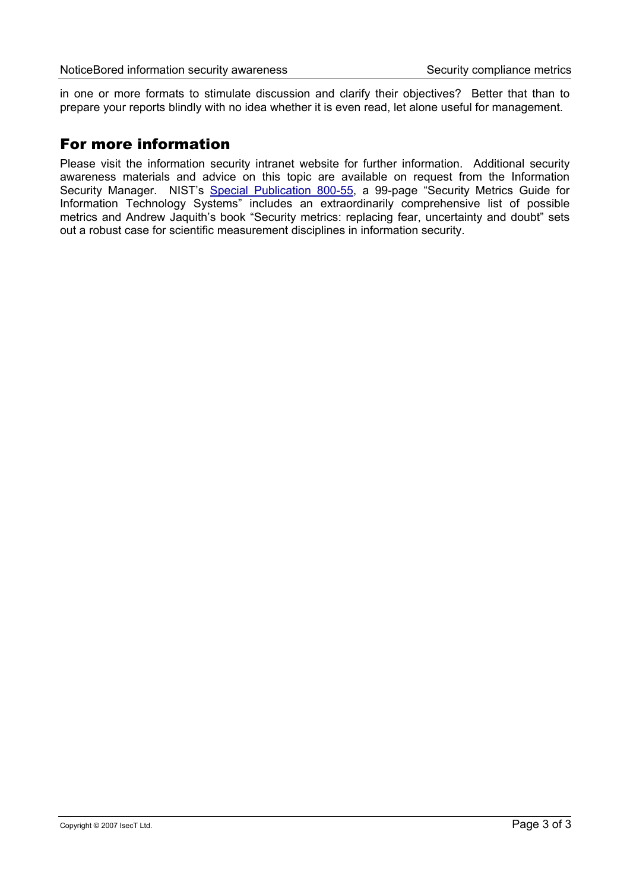in one or more formats to stimulate discussion and clarify their objectives? Better that than to prepare your reports blindly with no idea whether it is even read, let alone useful for management.

## For more information

Please visit the information security intranet website for further information. Additional security awareness materials and advice on this topic are available on request from the Information Security Manager. NIST's Special Publication 800-55, a 99-page "Security Metrics Guide for Information Technology Systems" includes an extraordinarily comprehensive list of possible metrics and Andrew Jaquith's book "Security metrics: replacing fear, uncertainty and doubt" sets out a robust case for scientific measurement disciplines in information security.